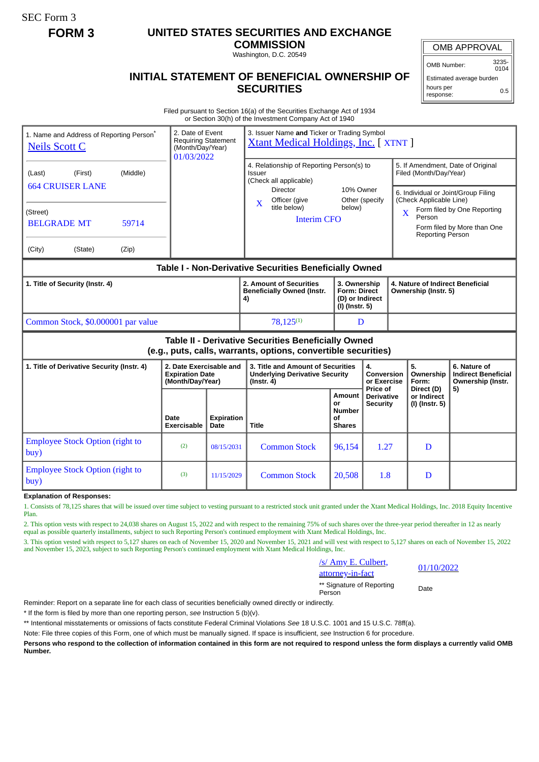SEC Form 3

**FORM 3**

# UNITED STATES SECURITIES AND EXCHANGE COMMISSION

Washington, D.C. 20549

## INITIAL STATEMENT OF BENEFICIAL OWNERSHIP OF SECURITIES

| OMB APPROVAL | |
|---|---|
| OMB Number: | 3235-0104 |
| Estimated average burden | |
| hours per response: | 0.5 |

Filed pursuant to Section 16(a) of the Securities Exchange Act of 1934 or Section 30(h) of the Investment Company Act of 1940

| 1. Name and Address of Reporting Person* | 2. Date of Event Requiring Statement (Month/Day/Year) | 3. Issuer Name **and** Ticker or Trading Symbol |
|---|---|---|
| Neils Scott C | 01/03/2022 | Xtant Medical Holdings, Inc. [ XTNT ] |
| (Last) (First) (Middle) 664 CRUISER LANE | | 4. Relationship of Reporting Person(s) to Issuer (Check all applicable) Director; 10% Owner; X Officer (give title below); Other (specify below) — Interim CFO |
| (Street) BELGRADE MT 59714 | | 5. If Amendment, Date of Original Filed (Month/Day/Year) |
| (City) (State) (Zip) | | 6. Individual or Joint/Group Filing (Check Applicable Line) X Form filed by One Reporting Person; Form filed by More than One Reporting Person |

**Table I - Non-Derivative Securities Beneficially Owned**

| 1. Title of Security (Instr. 4) | 2. Amount of Securities Beneficially Owned (Instr. 4) | 3. Ownership Form: Direct (D) or Indirect (I) (Instr. 5) | 4. Nature of Indirect Beneficial Ownership (Instr. 5) |
|---|---|---|---|
| Common Stock, $0.000001 par value | 78,125[(1)] | D | |

**Table II - Derivative Securities Beneficially Owned (e.g., puts, calls, warrants, options, convertible securities)**

| 1. Title of Derivative Security (Instr. 4) | 2. Date Exercisable and Expiration Date (Month/Day/Year) | | 3. Title and Amount of Securities Underlying Derivative Security (Instr. 4) | | 4. Conversion or Exercise Price of Derivative Security | 5. Ownership Form: Direct (D) or Indirect (I) (Instr. 5) | 6. Nature of Indirect Beneficial Ownership (Instr. 5) |
|---|---|---|---|---|---|---|---|
| | Date Exercisable | Expiration Date | Title | Amount or Number of Shares | | | |
| Employee Stock Option (right to buy) | (2) | 08/15/2031 | Common Stock | 96,154 | 1.27 | D | |
| Employee Stock Option (right to buy) | (3) | 11/15/2029 | Common Stock | 20,508 | 1.8 | D | |

**Explanation of Responses:**

1. Consists of 78,125 shares that will be issued over time subject to vesting pursuant to a restricted stock unit granted under the Xtant Medical Holdings, Inc. 2018 Equity Incentive Plan.

2. This option vests with respect to 24,038 shares on August 15, 2022 and with respect to the remaining 75% of such shares over the three-year period thereafter in 12 as nearly equal as possible quarterly installments, subject to such Reporting Person's continued employment with Xtant Medical Holdings, Inc.

3. This option vested with respect to 5,127 shares on each of November 15, 2020 and November 15, 2021 and will vest with respect to 5,127 shares on each of November 15, 2022 and November 15, 2023, subject to such Reporting Person's continued employment with Xtant Medical Holdings, Inc.

/s/ Amy E. Culbert, attorney-in-fact — 01/10/2022

** Signature of Reporting Person — Date

Reminder: Report on a separate line for each class of securities beneficially owned directly or indirectly.

* If the form is filed by more than one reporting person, *see* Instruction 5 (b)(v).

** Intentional misstatements or omissions of facts constitute Federal Criminal Violations *See* 18 U.S.C. 1001 and 15 U.S.C. 78ff(a).

Note: File three copies of this Form, one of which must be manually signed. If space is insufficient, *see* Instruction 6 for procedure.

**Persons who respond to the collection of information contained in this form are not required to respond unless the form displays a currently valid OMB Number.**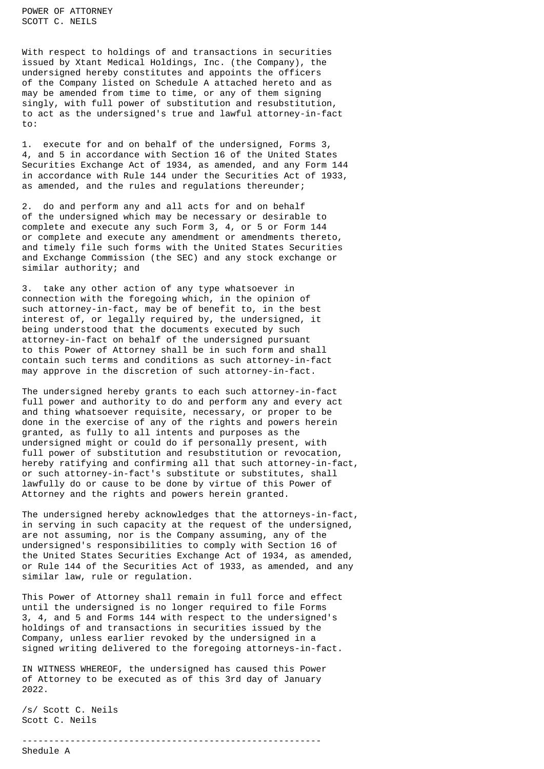POWER OF ATTORNEY
SCOTT C. NEILS

With respect to holdings of and transactions in securities issued by Xtant Medical Holdings, Inc. (the Company), the undersigned hereby constitutes and appoints the officers of the Company listed on Schedule A attached hereto and as may be amended from time to time, or any of them signing singly, with full power of substitution and resubstitution, to act as the undersigned's true and lawful attorney-in-fact to:

1. execute for and on behalf of the undersigned, Forms 3, 4, and 5 in accordance with Section 16 of the United States Securities Exchange Act of 1934, as amended, and any Form 144 in accordance with Rule 144 under the Securities Act of 1933, as amended, and the rules and regulations thereunder;

2. do and perform any and all acts for and on behalf of the undersigned which may be necessary or desirable to complete and execute any such Form 3, 4, or 5 or Form 144 or complete and execute any amendment or amendments thereto, and timely file such forms with the United States Securities and Exchange Commission (the SEC) and any stock exchange or similar authority; and

3. take any other action of any type whatsoever in connection with the foregoing which, in the opinion of such attorney-in-fact, may be of benefit to, in the best interest of, or legally required by, the undersigned, it being understood that the documents executed by such attorney-in-fact on behalf of the undersigned pursuant to this Power of Attorney shall be in such form and shall contain such terms and conditions as such attorney-in-fact may approve in the discretion of such attorney-in-fact.

The undersigned hereby grants to each such attorney-in-fact full power and authority to do and perform any and every act and thing whatsoever requisite, necessary, or proper to be done in the exercise of any of the rights and powers herein granted, as fully to all intents and purposes as the undersigned might or could do if personally present, with full power of substitution and resubstitution or revocation, hereby ratifying and confirming all that such attorney-in-fact, or such attorney-in-fact's substitute or substitutes, shall lawfully do or cause to be done by virtue of this Power of Attorney and the rights and powers herein granted.

The undersigned hereby acknowledges that the attorneys-in-fact, in serving in such capacity at the request of the undersigned, are not assuming, nor is the Company assuming, any of the undersigned's responsibilities to comply with Section 16 of the United States Securities Exchange Act of 1934, as amended, or Rule 144 of the Securities Act of 1933, as amended, and any similar law, rule or regulation.

This Power of Attorney shall remain in full force and effect until the undersigned is no longer required to file Forms 3, 4, and 5 and Forms 144 with respect to the undersigned's holdings of and transactions in securities issued by the Company, unless earlier revoked by the undersigned in a signed writing delivered to the foregoing attorneys-in-fact.

IN WITNESS WHEREOF, the undersigned has caused this Power of Attorney to be executed as of this 3rd day of January 2022.

/s/ Scott C. Neils
Scott C. Neils

---

Shedule A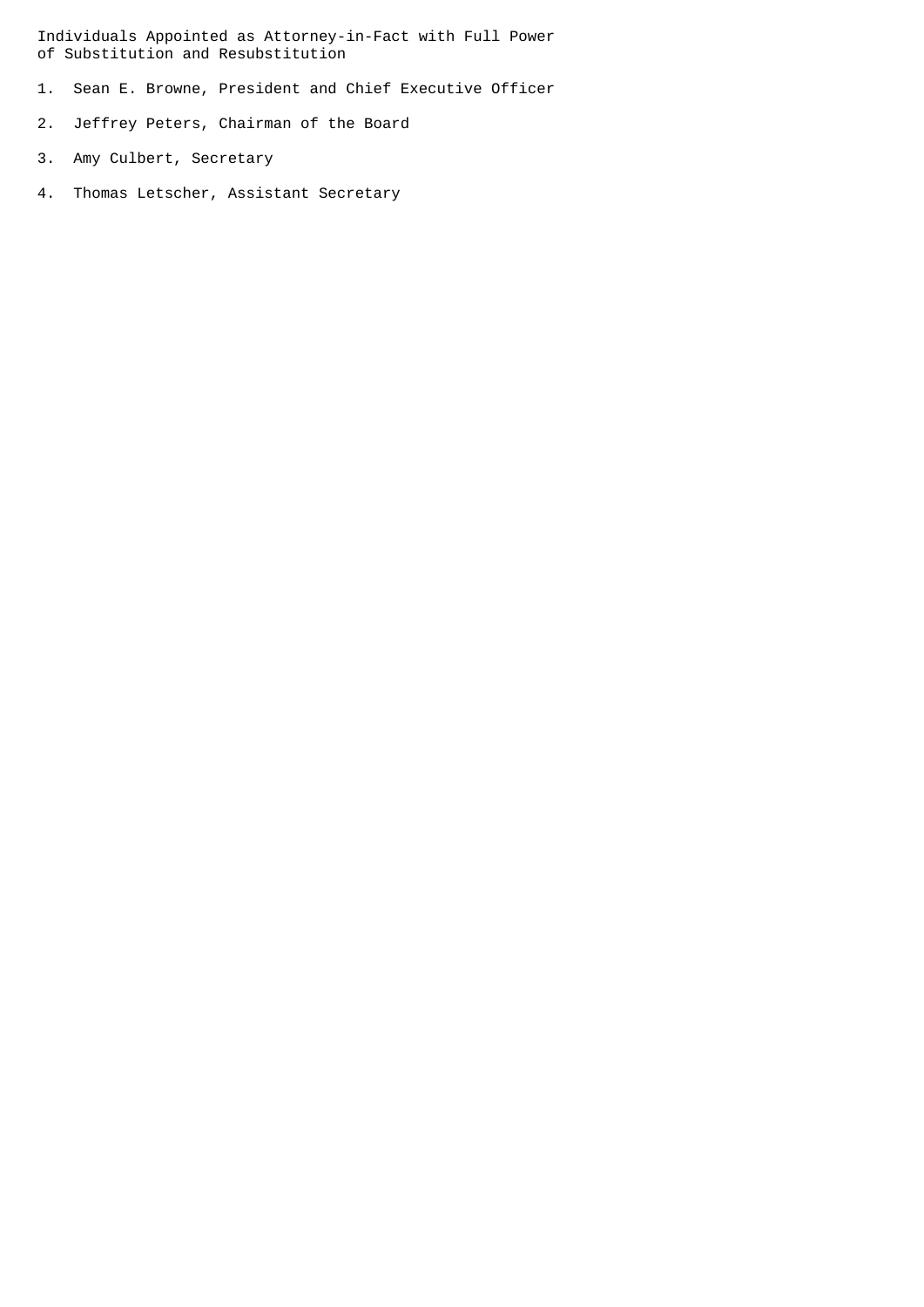Individuals Appointed as Attorney-in-Fact with Full Power of Substitution and Resubstitution

1. Sean E. Browne, President and Chief Executive Officer
2. Jeffrey Peters, Chairman of the Board
3. Amy Culbert, Secretary
4. Thomas Letscher, Assistant Secretary